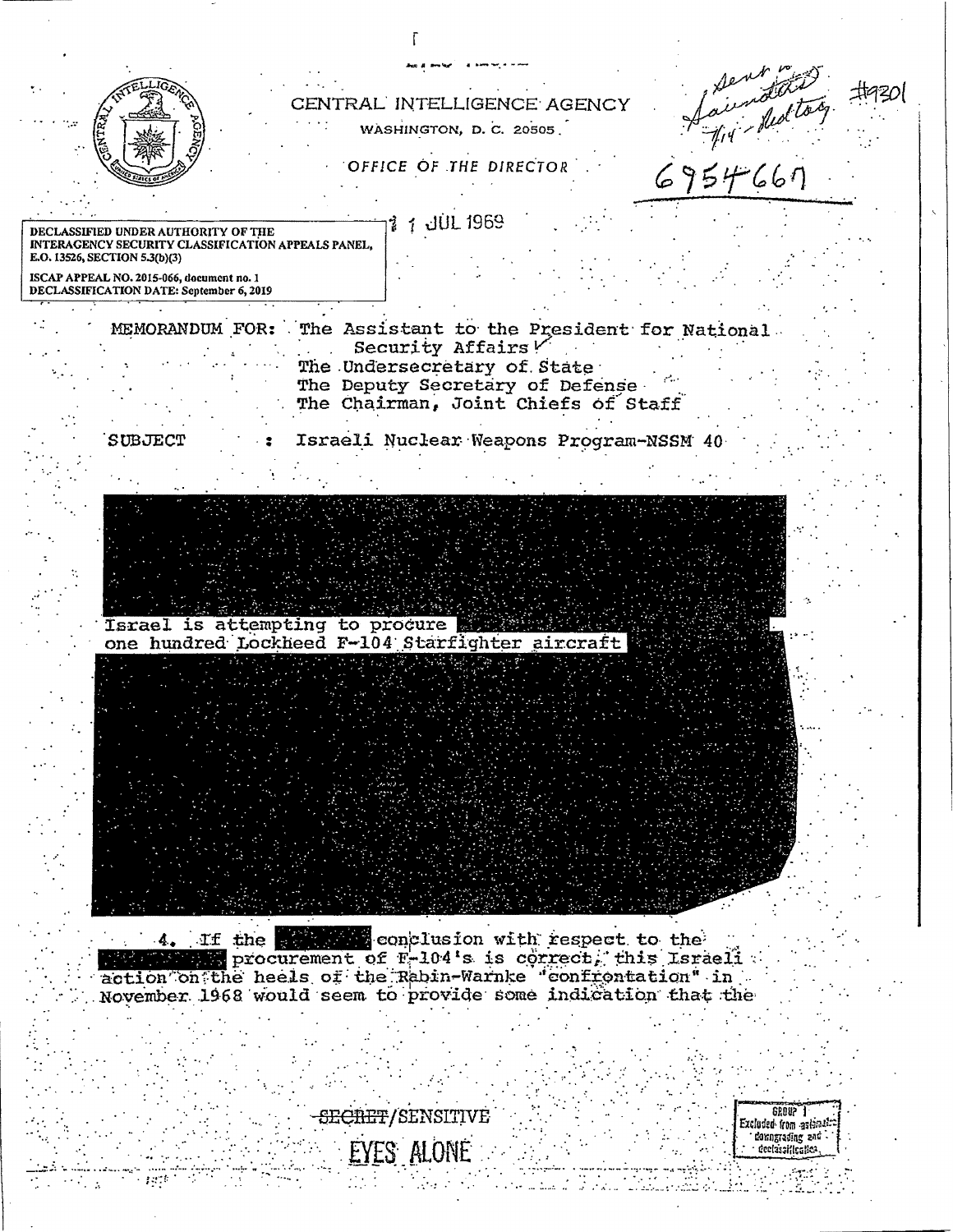CENTRAL INTELLIGENCE AGENCY

WASHINGTON, D. C. 20505

OFFICE OF THE DIRECTOR

Sent to Saunders 7/14 - Red tag #9301

6954667

DECLASSIFIED UNDER AUTHORITY OF THE INTERAGENCY SECURITY CLASSIFICATION APPEALS PANEL, E.O. 13526, SECTION 5.3(b)(3)

ISCAP APPEAL NO. 2015-066, document no. 1
DECLASSIFICATION DATE: September 6, 2019

11 JUL 1969

MEMORANDUM FOR: The Assistant to the President for National Security Affairs ✓
The Undersecretary of State
The Deputy Secretary of Defense
The Chairman, Joint Chiefs of Staff

SUBJECT : Israeli Nuclear Weapons Program-NSSM 40

[REDACTED]

Israel is attempting to procure [REDACTED] one hundred Lockheed F-104 Starfighter aircraft [REDACTED]

[REDACTED]

4. If the [REDACTED] conclusion with respect to the [REDACTED] procurement of F-104's is correct, this Israeli action on the heels of the Rabin-Warnke "confrontation" in November 1968 would seem to provide some indication that the

~~SECRET~~/SENSITIVE

EYES ALONE

GROUP 1
Excluded from automatic downgrading and declassification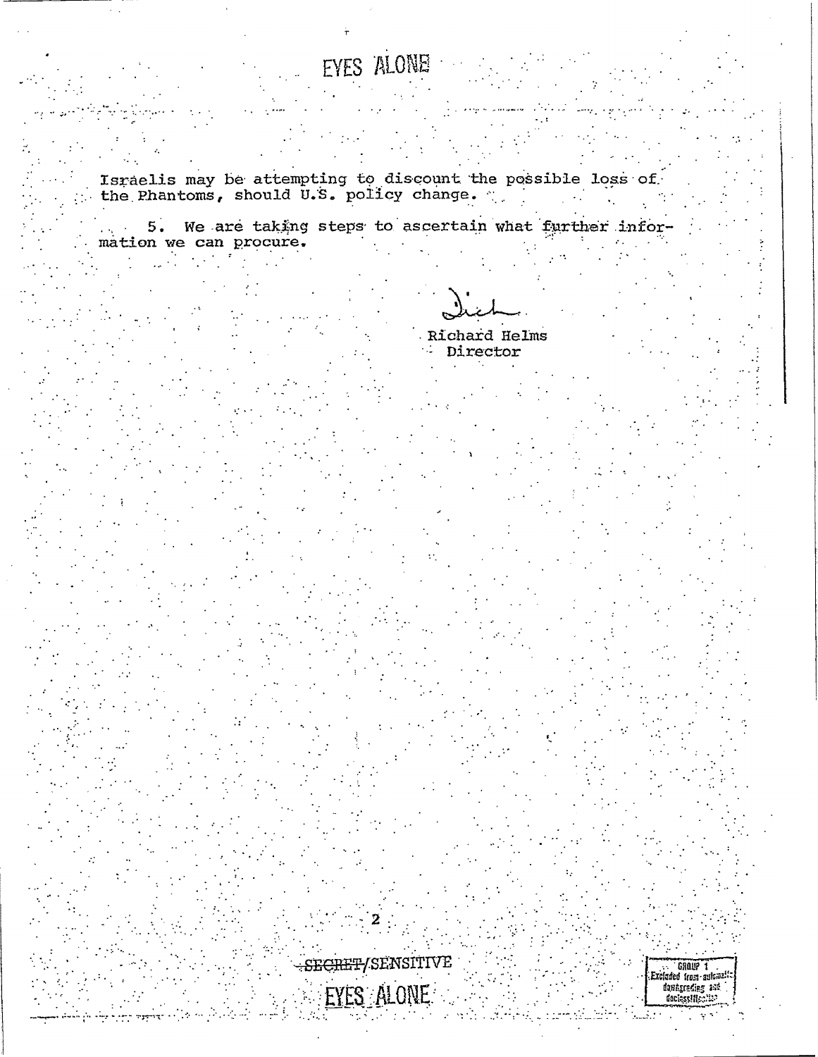EYES ALONE

Israelis may be attempting to discount the possible loss of the Phantoms, should U.S. policy change.

5. We are taking steps to ascertain what further information we can procure.

Dick

Richard Helms
Director

~~SECRET~~/SENSITIVE

EYES ALONE

GROUP 1
Excluded from automatic downgrading and declassification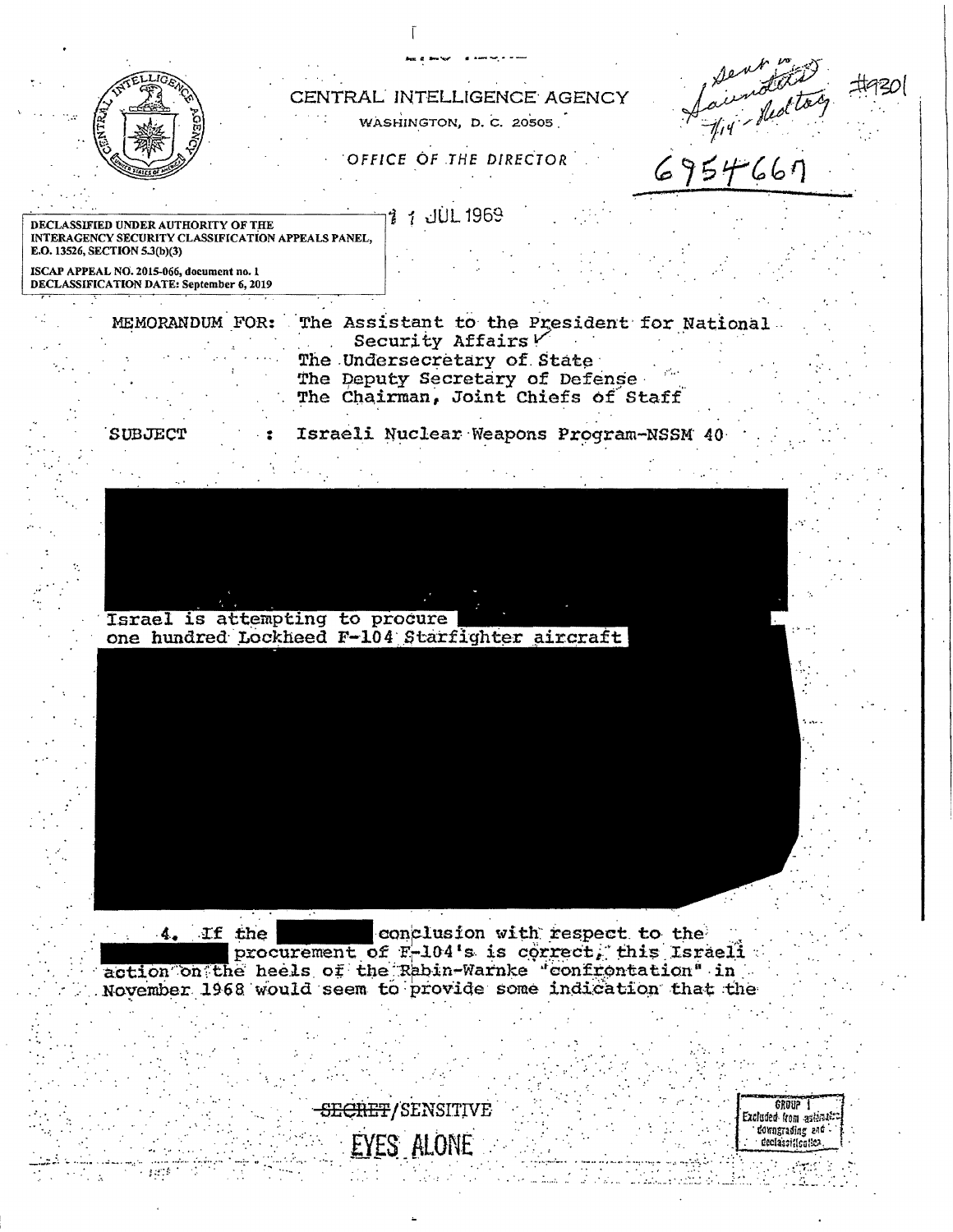CENTRAL INTELLIGENCE AGENCY

WASHINGTON, D. C. 20505

OFFICE OF THE DIRECTOR

Sent to Saunders 7/14 - Red tag #9301

6954667

DECLASSIFIED UNDER AUTHORITY OF THE INTERAGENCY SECURITY CLASSIFICATION APPEALS PANEL, E.O. 13526, SECTION 5.3(b)(3)

ISCAP APPEAL NO. 2015-066, document no. 1

DECLASSIFICATION DATE: September 6, 2019

11 JUL 1969

MEMORANDUM FOR: The Assistant to the President for National Security Affairs ✓
The Undersecretary of State
The Deputy Secretary of Defense
The Chairman, Joint Chiefs of Staff

SUBJECT : Israeli Nuclear Weapons Program-NSSM 40

Israel is attempting to procure one hundred Lockheed F-104 Starfighter aircraft

4. If the conclusion with respect to the procurement of F-104's is correct, this Israeli action on the heels of the Rabin-Warnke "confrontation" in November 1968 would seem to provide some indication that the

~~SECRET~~/SENSITIVE

EYES ALONE

GROUP 1
Excluded from automatic downgrading and declassification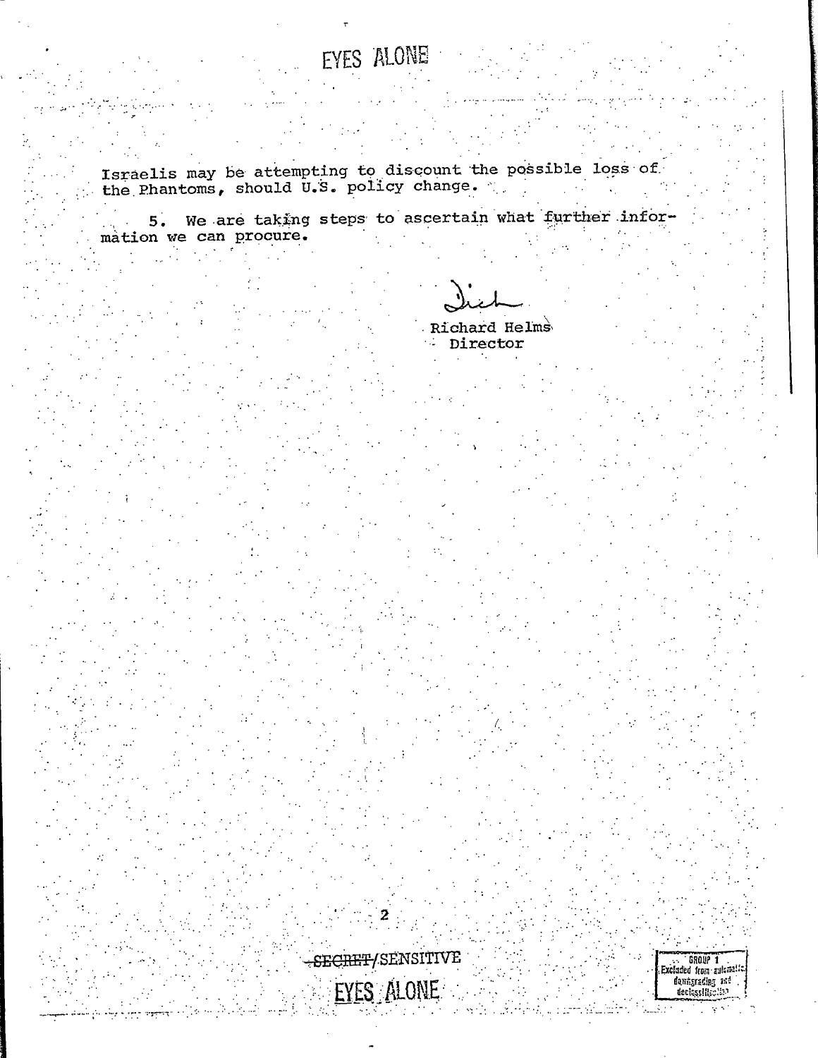EYES ALONE

Israelis may be attempting to discount the possible loss of the Phantoms, should U.S. policy change.

5. We are taking steps to ascertain what further information we can procure.

Dick

Richard Helms
Director

~~SECRET~~/SENSITIVE

EYES ALONE

GROUP 1
Excluded from automatic downgrading and declassification